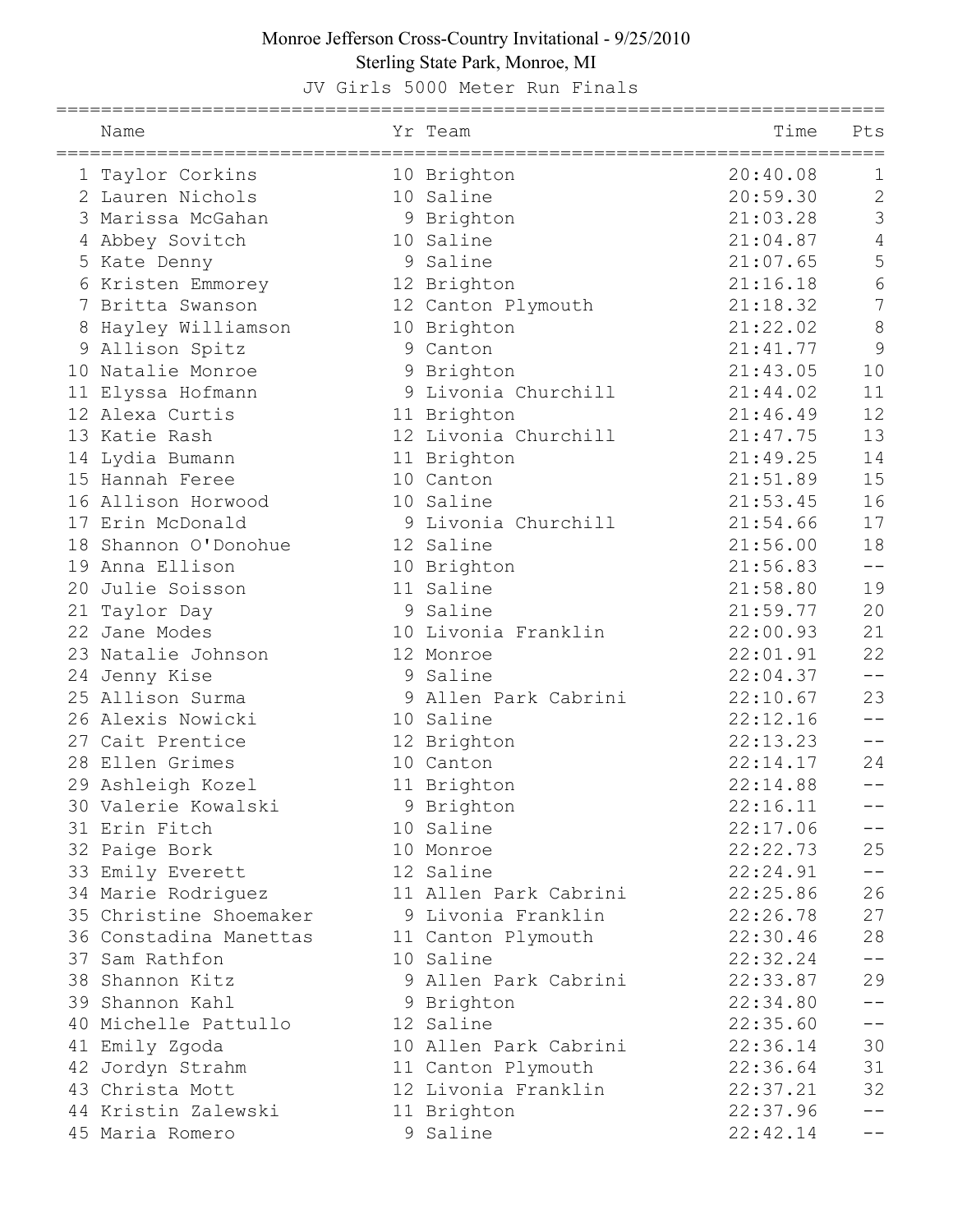# Monroe Jefferson Cross-Country Invitational - 9/25/2010

## Sterling State Park, Monroe, MI

### JV Girls 5000 Meter Run Finals

| | Name | Yr | Team | Time | Pts |
|---|---|---|---|---|---|
| 1 | Taylor Corkins | 10 | Brighton | 20:40.08 | 1 |
| 2 | Lauren Nichols | 10 | Saline | 20:59.30 | 2 |
| 3 | Marissa McGahan | 9 | Brighton | 21:03.28 | 3 |
| 4 | Abbey Sovitch | 10 | Saline | 21:04.87 | 4 |
| 5 | Kate Denny | 9 | Saline | 21:07.65 | 5 |
| 6 | Kristen Emmorey | 12 | Brighton | 21:16.18 | 6 |
| 7 | Britta Swanson | 12 | Canton Plymouth | 21:18.32 | 7 |
| 8 | Hayley Williamson | 10 | Brighton | 21:22.02 | 8 |
| 9 | Allison Spitz | 9 | Canton | 21:41.77 | 9 |
| 10 | Natalie Monroe | 9 | Brighton | 21:43.05 | 10 |
| 11 | Elyssa Hofmann | 9 | Livonia Churchill | 21:44.02 | 11 |
| 12 | Alexa Curtis | 11 | Brighton | 21:46.49 | 12 |
| 13 | Katie Rash | 12 | Livonia Churchill | 21:47.75 | 13 |
| 14 | Lydia Bumann | 11 | Brighton | 21:49.25 | 14 |
| 15 | Hannah Feree | 10 | Canton | 21:51.89 | 15 |
| 16 | Allison Horwood | 10 | Saline | 21:53.45 | 16 |
| 17 | Erin McDonald | 9 | Livonia Churchill | 21:54.66 | 17 |
| 18 | Shannon O'Donohue | 12 | Saline | 21:56.00 | 18 |
| 19 | Anna Ellison | 10 | Brighton | 21:56.83 | -- |
| 20 | Julie Soisson | 11 | Saline | 21:58.80 | 19 |
| 21 | Taylor Day | 9 | Saline | 21:59.77 | 20 |
| 22 | Jane Modes | 10 | Livonia Franklin | 22:00.93 | 21 |
| 23 | Natalie Johnson | 12 | Monroe | 22:01.91 | 22 |
| 24 | Jenny Kise | 9 | Saline | 22:04.37 | -- |
| 25 | Allison Surma | 9 | Allen Park Cabrini | 22:10.67 | 23 |
| 26 | Alexis Nowicki | 10 | Saline | 22:12.16 | -- |
| 27 | Cait Prentice | 12 | Brighton | 22:13.23 | -- |
| 28 | Ellen Grimes | 10 | Canton | 22:14.17 | 24 |
| 29 | Ashleigh Kozel | 11 | Brighton | 22:14.88 | -- |
| 30 | Valerie Kowalski | 9 | Brighton | 22:16.11 | -- |
| 31 | Erin Fitch | 10 | Saline | 22:17.06 | -- |
| 32 | Paige Bork | 10 | Monroe | 22:22.73 | 25 |
| 33 | Emily Everett | 12 | Saline | 22:24.91 | -- |
| 34 | Marie Rodriguez | 11 | Allen Park Cabrini | 22:25.86 | 26 |
| 35 | Christine Shoemaker | 9 | Livonia Franklin | 22:26.78 | 27 |
| 36 | Constadina Manettas | 11 | Canton Plymouth | 22:30.46 | 28 |
| 37 | Sam Rathfon | 10 | Saline | 22:32.24 | -- |
| 38 | Shannon Kitz | 9 | Allen Park Cabrini | 22:33.87 | 29 |
| 39 | Shannon Kahl | 9 | Brighton | 22:34.80 | -- |
| 40 | Michelle Pattullo | 12 | Saline | 22:35.60 | -- |
| 41 | Emily Zgoda | 10 | Allen Park Cabrini | 22:36.14 | 30 |
| 42 | Jordyn Strahm | 11 | Canton Plymouth | 22:36.64 | 31 |
| 43 | Christa Mott | 12 | Livonia Franklin | 22:37.21 | 32 |
| 44 | Kristin Zalewski | 11 | Brighton | 22:37.96 | -- |
| 45 | Maria Romero | 9 | Saline | 22:42.14 | -- |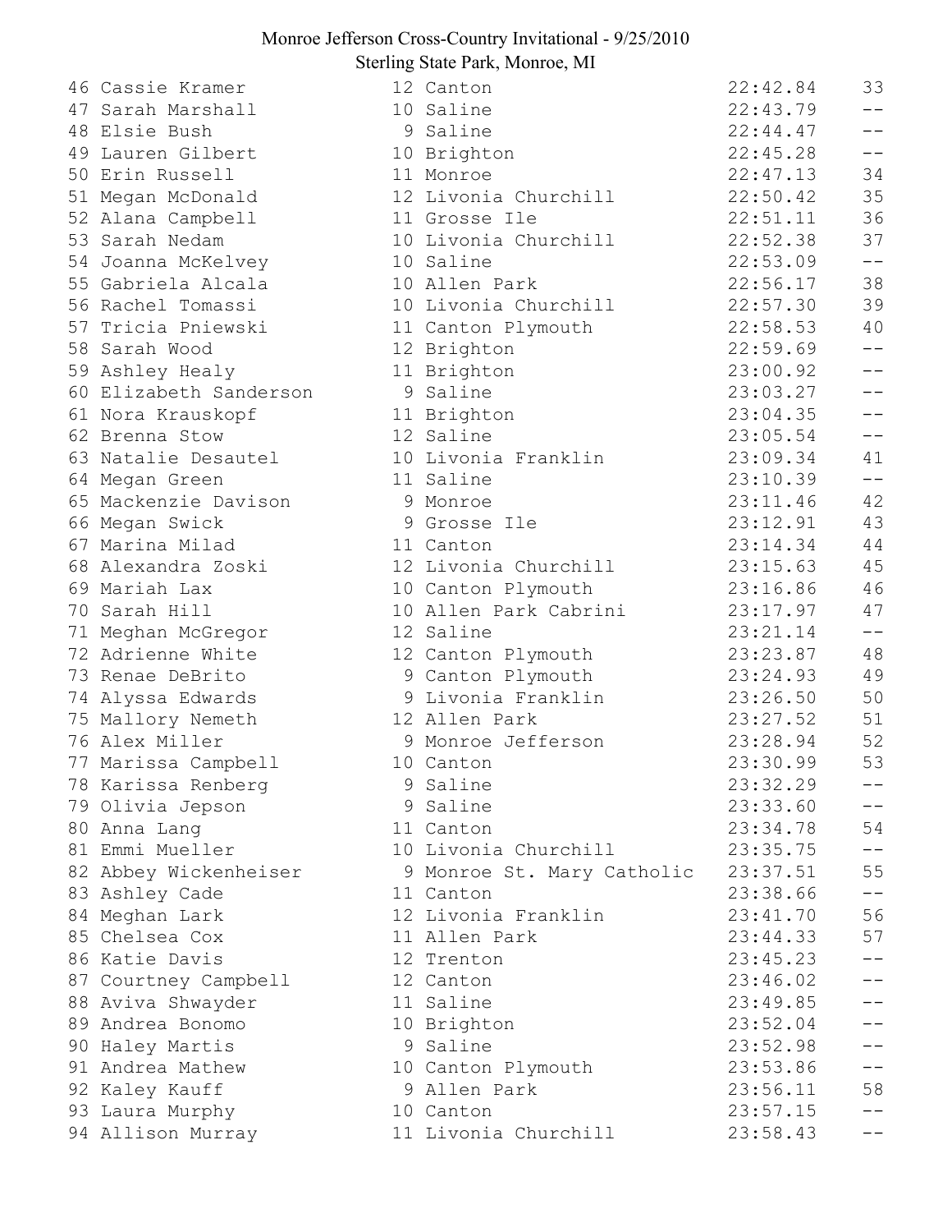Monroe Jefferson Cross-Country Invitational - 9/25/2010
Sterling State Park, Monroe, MI

| Place | Name | Year | School | Time | Score |
|---|---|---|---|---|---|
| 46 | Cassie Kramer | 12 | Canton | 22:42.84 | 33 |
| 47 | Sarah Marshall | 10 | Saline | 22:43.79 | -- |
| 48 | Elsie Bush | 9 | Saline | 22:44.47 | -- |
| 49 | Lauren Gilbert | 10 | Brighton | 22:45.28 | -- |
| 50 | Erin Russell | 11 | Monroe | 22:47.13 | 34 |
| 51 | Megan McDonald | 12 | Livonia Churchill | 22:50.42 | 35 |
| 52 | Alana Campbell | 11 | Grosse Ile | 22:51.11 | 36 |
| 53 | Sarah Nedam | 10 | Livonia Churchill | 22:52.38 | 37 |
| 54 | Joanna McKelvey | 10 | Saline | 22:53.09 | -- |
| 55 | Gabriela Alcala | 10 | Allen Park | 22:56.17 | 38 |
| 56 | Rachel Tomassi | 10 | Livonia Churchill | 22:57.30 | 39 |
| 57 | Tricia Pniewski | 11 | Canton Plymouth | 22:58.53 | 40 |
| 58 | Sarah Wood | 12 | Brighton | 22:59.69 | -- |
| 59 | Ashley Healy | 11 | Brighton | 23:00.92 | -- |
| 60 | Elizabeth Sanderson | 9 | Saline | 23:03.27 | -- |
| 61 | Nora Krauskopf | 11 | Brighton | 23:04.35 | -- |
| 62 | Brenna Stow | 12 | Saline | 23:05.54 | -- |
| 63 | Natalie Desautel | 10 | Livonia Franklin | 23:09.34 | 41 |
| 64 | Megan Green | 11 | Saline | 23:10.39 | -- |
| 65 | Mackenzie Davison | 9 | Monroe | 23:11.46 | 42 |
| 66 | Megan Swick | 9 | Grosse Ile | 23:12.91 | 43 |
| 67 | Marina Milad | 11 | Canton | 23:14.34 | 44 |
| 68 | Alexandra Zoski | 12 | Livonia Churchill | 23:15.63 | 45 |
| 69 | Mariah Lax | 10 | Canton Plymouth | 23:16.86 | 46 |
| 70 | Sarah Hill | 10 | Allen Park Cabrini | 23:17.97 | 47 |
| 71 | Meghan McGregor | 12 | Saline | 23:21.14 | -- |
| 72 | Adrienne White | 12 | Canton Plymouth | 23:23.87 | 48 |
| 73 | Renae DeBrito | 9 | Canton Plymouth | 23:24.93 | 49 |
| 74 | Alyssa Edwards | 9 | Livonia Franklin | 23:26.50 | 50 |
| 75 | Mallory Nemeth | 12 | Allen Park | 23:27.52 | 51 |
| 76 | Alex Miller | 9 | Monroe Jefferson | 23:28.94 | 52 |
| 77 | Marissa Campbell | 10 | Canton | 23:30.99 | 53 |
| 78 | Karissa Renberg | 9 | Saline | 23:32.29 | -- |
| 79 | Olivia Jepson | 9 | Saline | 23:33.60 | -- |
| 80 | Anna Lang | 11 | Canton | 23:34.78 | 54 |
| 81 | Emmi Mueller | 10 | Livonia Churchill | 23:35.75 | -- |
| 82 | Abbey Wickenheiser | 9 | Monroe St. Mary Catholic | 23:37.51 | 55 |
| 83 | Ashley Cade | 11 | Canton | 23:38.66 | -- |
| 84 | Meghan Lark | 12 | Livonia Franklin | 23:41.70 | 56 |
| 85 | Chelsea Cox | 11 | Allen Park | 23:44.33 | 57 |
| 86 | Katie Davis | 12 | Trenton | 23:45.23 | -- |
| 87 | Courtney Campbell | 12 | Canton | 23:46.02 | -- |
| 88 | Aviva Shwayder | 11 | Saline | 23:49.85 | -- |
| 89 | Andrea Bonomo | 10 | Brighton | 23:52.04 | -- |
| 90 | Haley Martis | 9 | Saline | 23:52.98 | -- |
| 91 | Andrea Mathew | 10 | Canton Plymouth | 23:53.86 | -- |
| 92 | Kaley Kauff | 9 | Allen Park | 23:56.11 | 58 |
| 93 | Laura Murphy | 10 | Canton | 23:57.15 | -- |
| 94 | Allison Murray | 11 | Livonia Churchill | 23:58.43 | -- |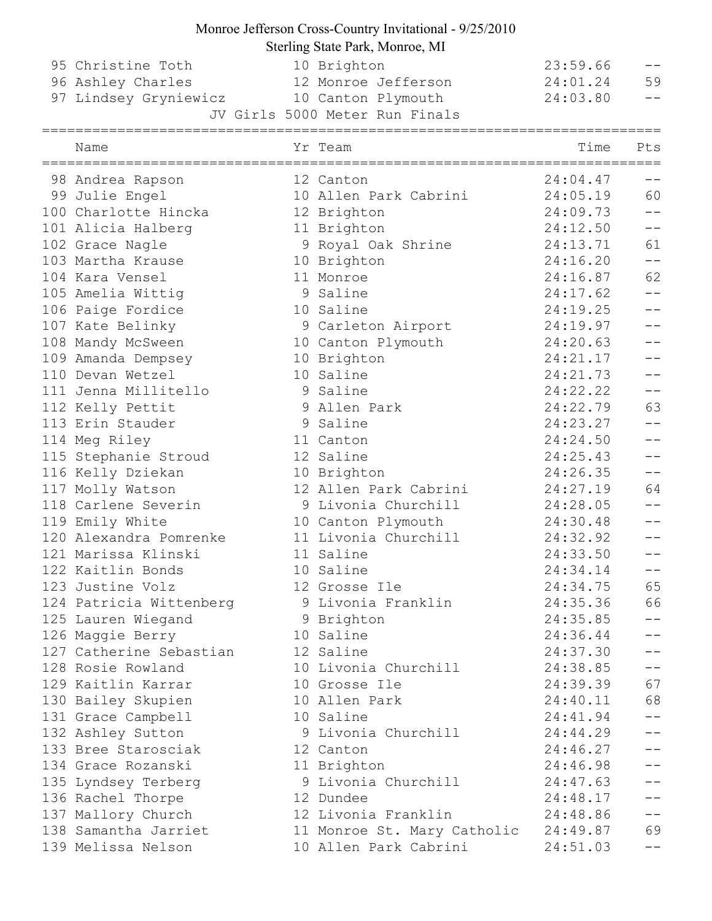Monroe Jefferson Cross-Country Invitational - 9/25/2010

Sterling State Park, Monroe, MI

| Place | Name | Yr | Team | Time | Pts |
|---|---|---|---|---|---|
| 95 | Christine Toth | 10 | Brighton | 23:59.66 | -- |
| 96 | Ashley Charles | 12 | Monroe Jefferson | 24:01.24 | 59 |
| 97 | Lindsey Gryniewicz | 10 | Canton Plymouth | 24:03.80 | -- |

JV Girls 5000 Meter Run Finals

| Place | Name | Yr | Team | Time | Pts |
|---|---|---|---|---|---|
| 98 | Andrea Rapson | 12 | Canton | 24:04.47 | -- |
| 99 | Julie Engel | 10 | Allen Park Cabrini | 24:05.19 | 60 |
| 100 | Charlotte Hincka | 12 | Brighton | 24:09.73 | -- |
| 101 | Alicia Halberg | 11 | Brighton | 24:12.50 | -- |
| 102 | Grace Nagle | 9 | Royal Oak Shrine | 24:13.71 | 61 |
| 103 | Martha Krause | 10 | Brighton | 24:16.20 | -- |
| 104 | Kara Vensel | 11 | Monroe | 24:16.87 | 62 |
| 105 | Amelia Wittig | 9 | Saline | 24:17.62 | -- |
| 106 | Paige Fordice | 10 | Saline | 24:19.25 | -- |
| 107 | Kate Belinky | 9 | Carleton Airport | 24:19.97 | -- |
| 108 | Mandy McSween | 10 | Canton Plymouth | 24:20.63 | -- |
| 109 | Amanda Dempsey | 10 | Brighton | 24:21.17 | -- |
| 110 | Devan Wetzel | 10 | Saline | 24:21.73 | -- |
| 111 | Jenna Millitello | 9 | Saline | 24:22.22 | -- |
| 112 | Kelly Pettit | 9 | Allen Park | 24:22.79 | 63 |
| 113 | Erin Stauder | 9 | Saline | 24:23.27 | -- |
| 114 | Meg Riley | 11 | Canton | 24:24.50 | -- |
| 115 | Stephanie Stroud | 12 | Saline | 24:25.43 | -- |
| 116 | Kelly Dziekan | 10 | Brighton | 24:26.35 | -- |
| 117 | Molly Watson | 12 | Allen Park Cabrini | 24:27.19 | 64 |
| 118 | Carlene Severin | 9 | Livonia Churchill | 24:28.05 | -- |
| 119 | Emily White | 10 | Canton Plymouth | 24:30.48 | -- |
| 120 | Alexandra Pomrenke | 11 | Livonia Churchill | 24:32.92 | -- |
| 121 | Marissa Klinski | 11 | Saline | 24:33.50 | -- |
| 122 | Kaitlin Bonds | 10 | Saline | 24:34.14 | -- |
| 123 | Justine Volz | 12 | Grosse Ile | 24:34.75 | 65 |
| 124 | Patricia Wittenberg | 9 | Livonia Franklin | 24:35.36 | 66 |
| 125 | Lauren Wiegand | 9 | Brighton | 24:35.85 | -- |
| 126 | Maggie Berry | 10 | Saline | 24:36.44 | -- |
| 127 | Catherine Sebastian | 12 | Saline | 24:37.30 | -- |
| 128 | Rosie Rowland | 10 | Livonia Churchill | 24:38.85 | -- |
| 129 | Kaitlin Karrar | 10 | Grosse Ile | 24:39.39 | 67 |
| 130 | Bailey Skupien | 10 | Allen Park | 24:40.11 | 68 |
| 131 | Grace Campbell | 10 | Saline | 24:41.94 | -- |
| 132 | Ashley Sutton | 9 | Livonia Churchill | 24:44.29 | -- |
| 133 | Bree Starosciak | 12 | Canton | 24:46.27 | -- |
| 134 | Grace Rozanski | 11 | Brighton | 24:46.98 | -- |
| 135 | Lyndsey Terberg | 9 | Livonia Churchill | 24:47.63 | -- |
| 136 | Rachel Thorpe | 12 | Dundee | 24:48.17 | -- |
| 137 | Mallory Church | 12 | Livonia Franklin | 24:48.86 | -- |
| 138 | Samantha Jarriet | 11 | Monroe St. Mary Catholic | 24:49.87 | 69 |
| 139 | Melissa Nelson | 10 | Allen Park Cabrini | 24:51.03 | -- |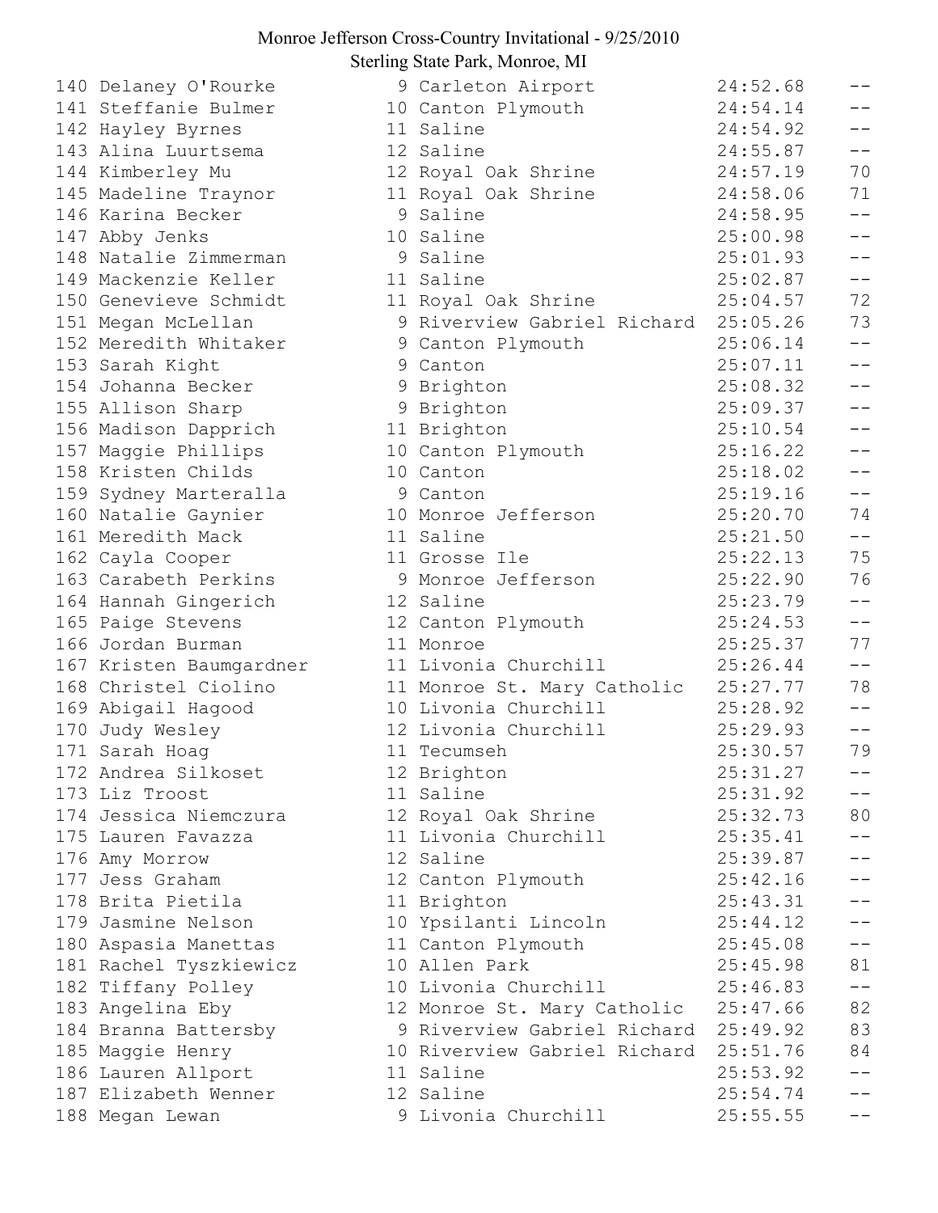Monroe Jefferson Cross-Country Invitational - 9/25/2010
Sterling State Park, Monroe, MI

| Place | Name | Yr | School | Time | Pts |
|---|---|---|---|---|---|
| 140 | Delaney O'Rourke | 9 | Carleton Airport | 24:52.68 | -- |
| 141 | Steffanie Bulmer | 10 | Canton Plymouth | 24:54.14 | -- |
| 142 | Hayley Byrnes | 11 | Saline | 24:54.92 | -- |
| 143 | Alina Luurtsema | 12 | Saline | 24:55.87 | -- |
| 144 | Kimberley Mu | 12 | Royal Oak Shrine | 24:57.19 | 70 |
| 145 | Madeline Traynor | 11 | Royal Oak Shrine | 24:58.06 | 71 |
| 146 | Karina Becker | 9 | Saline | 24:58.95 | -- |
| 147 | Abby Jenks | 10 | Saline | 25:00.98 | -- |
| 148 | Natalie Zimmerman | 9 | Saline | 25:01.93 | -- |
| 149 | Mackenzie Keller | 11 | Saline | 25:02.87 | -- |
| 150 | Genevieve Schmidt | 11 | Royal Oak Shrine | 25:04.57 | 72 |
| 151 | Megan McLellan | 9 | Riverview Gabriel Richard | 25:05.26 | 73 |
| 152 | Meredith Whitaker | 9 | Canton Plymouth | 25:06.14 | -- |
| 153 | Sarah Kight | 9 | Canton | 25:07.11 | -- |
| 154 | Johanna Becker | 9 | Brighton | 25:08.32 | -- |
| 155 | Allison Sharp | 9 | Brighton | 25:09.37 | -- |
| 156 | Madison Dapprich | 11 | Brighton | 25:10.54 | -- |
| 157 | Maggie Phillips | 10 | Canton Plymouth | 25:16.22 | -- |
| 158 | Kristen Childs | 10 | Canton | 25:18.02 | -- |
| 159 | Sydney Marteralla | 9 | Canton | 25:19.16 | -- |
| 160 | Natalie Gaynier | 10 | Monroe Jefferson | 25:20.70 | 74 |
| 161 | Meredith Mack | 11 | Saline | 25:21.50 | -- |
| 162 | Cayla Cooper | 11 | Grosse Ile | 25:22.13 | 75 |
| 163 | Carabeth Perkins | 9 | Monroe Jefferson | 25:22.90 | 76 |
| 164 | Hannah Gingerich | 12 | Saline | 25:23.79 | -- |
| 165 | Paige Stevens | 12 | Canton Plymouth | 25:24.53 | -- |
| 166 | Jordan Burman | 11 | Monroe | 25:25.37 | 77 |
| 167 | Kristen Baumgardner | 11 | Livonia Churchill | 25:26.44 | -- |
| 168 | Christel Ciolino | 11 | Monroe St. Mary Catholic | 25:27.77 | 78 |
| 169 | Abigail Hagood | 10 | Livonia Churchill | 25:28.92 | -- |
| 170 | Judy Wesley | 12 | Livonia Churchill | 25:29.93 | -- |
| 171 | Sarah Hoag | 11 | Tecumseh | 25:30.57 | 79 |
| 172 | Andrea Silkoset | 12 | Brighton | 25:31.27 | -- |
| 173 | Liz Troost | 11 | Saline | 25:31.92 | -- |
| 174 | Jessica Niemczura | 12 | Royal Oak Shrine | 25:32.73 | 80 |
| 175 | Lauren Favazza | 11 | Livonia Churchill | 25:35.41 | -- |
| 176 | Amy Morrow | 12 | Saline | 25:39.87 | -- |
| 177 | Jess Graham | 12 | Canton Plymouth | 25:42.16 | -- |
| 178 | Brita Pietila | 11 | Brighton | 25:43.31 | -- |
| 179 | Jasmine Nelson | 10 | Ypsilanti Lincoln | 25:44.12 | -- |
| 180 | Aspasia Manettas | 11 | Canton Plymouth | 25:45.08 | -- |
| 181 | Rachel Tyszkiewicz | 10 | Allen Park | 25:45.98 | 81 |
| 182 | Tiffany Polley | 10 | Livonia Churchill | 25:46.83 | -- |
| 183 | Angelina Eby | 12 | Monroe St. Mary Catholic | 25:47.66 | 82 |
| 184 | Branna Battersby | 9 | Riverview Gabriel Richard | 25:49.92 | 83 |
| 185 | Maggie Henry | 10 | Riverview Gabriel Richard | 25:51.76 | 84 |
| 186 | Lauren Allport | 11 | Saline | 25:53.92 | -- |
| 187 | Elizabeth Wenner | 12 | Saline | 25:54.74 | -- |
| 188 | Megan Lewan | 9 | Livonia Churchill | 25:55.55 | -- |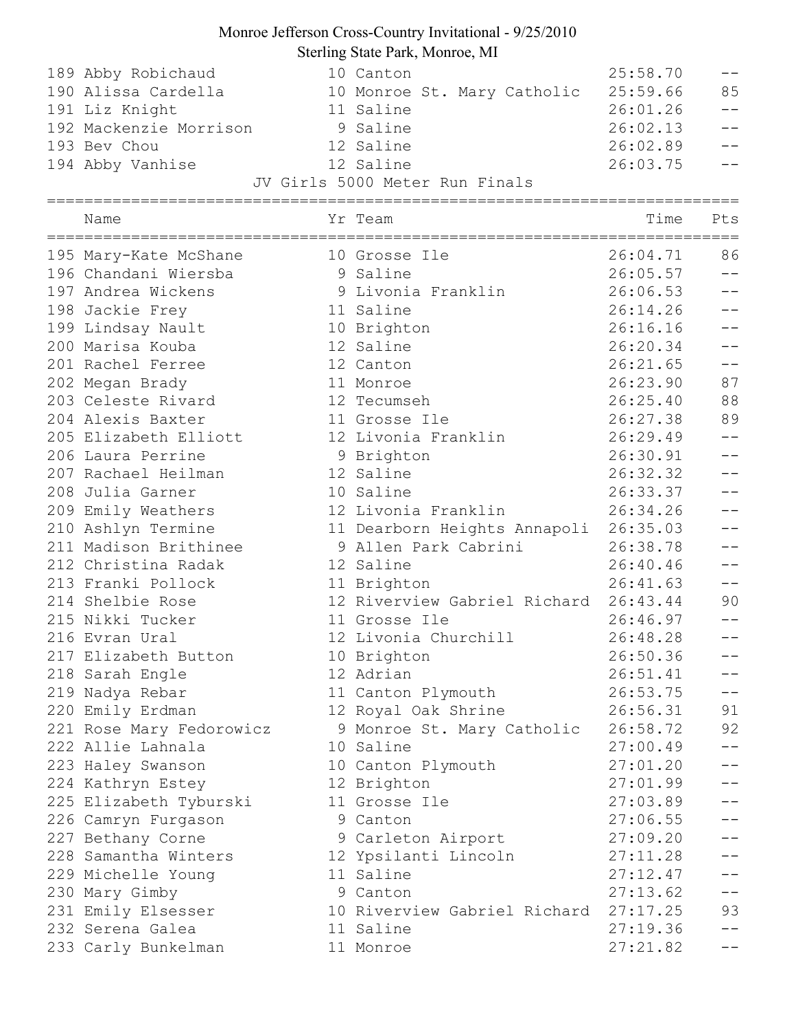# Monroe Jefferson Cross-Country Invitational - 9/25/2010

Sterling State Park, Monroe, MI

| Place | Name | Yr | Team | Time | Pts |
|---|---|---|---|---|---|
| 189 | Abby Robichaud | 10 | Canton | 25:58.70 | -- |
| 190 | Alissa Cardella | 10 | Monroe St. Mary Catholic | 25:59.66 | 85 |
| 191 | Liz Knight | 11 | Saline | 26:01.26 | -- |
| 192 | Mackenzie Morrison | 9 | Saline | 26:02.13 | -- |
| 193 | Bev Chou | 12 | Saline | 26:02.89 | -- |
| 194 | Abby Vanhise | 12 | Saline | 26:03.75 | -- |

## JV Girls 5000 Meter Run Finals

| Place | Name | Yr | Team | Time | Pts |
|---|---|---|---|---|---|
| 195 | Mary-Kate McShane | 10 | Grosse Ile | 26:04.71 | 86 |
| 196 | Chandani Wiersba | 9 | Saline | 26:05.57 | -- |
| 197 | Andrea Wickens | 9 | Livonia Franklin | 26:06.53 | -- |
| 198 | Jackie Frey | 11 | Saline | 26:14.26 | -- |
| 199 | Lindsay Nault | 10 | Brighton | 26:16.16 | -- |
| 200 | Marisa Kouba | 12 | Saline | 26:20.34 | -- |
| 201 | Rachel Ferree | 12 | Canton | 26:21.65 | -- |
| 202 | Megan Brady | 11 | Monroe | 26:23.90 | 87 |
| 203 | Celeste Rivard | 12 | Tecumseh | 26:25.40 | 88 |
| 204 | Alexis Baxter | 11 | Grosse Ile | 26:27.38 | 89 |
| 205 | Elizabeth Elliott | 12 | Livonia Franklin | 26:29.49 | -- |
| 206 | Laura Perrine | 9 | Brighton | 26:30.91 | -- |
| 207 | Rachael Heilman | 12 | Saline | 26:32.32 | -- |
| 208 | Julia Garner | 10 | Saline | 26:33.37 | -- |
| 209 | Emily Weathers | 12 | Livonia Franklin | 26:34.26 | -- |
| 210 | Ashlyn Termine | 11 | Dearborn Heights Annapoli | 26:35.03 | -- |
| 211 | Madison Brithinee | 9 | Allen Park Cabrini | 26:38.78 | -- |
| 212 | Christina Radak | 12 | Saline | 26:40.46 | -- |
| 213 | Franki Pollock | 11 | Brighton | 26:41.63 | -- |
| 214 | Shelbie Rose | 12 | Riverview Gabriel Richard | 26:43.44 | 90 |
| 215 | Nikki Tucker | 11 | Grosse Ile | 26:46.97 | -- |
| 216 | Evran Ural | 12 | Livonia Churchill | 26:48.28 | -- |
| 217 | Elizabeth Button | 10 | Brighton | 26:50.36 | -- |
| 218 | Sarah Engle | 12 | Adrian | 26:51.41 | -- |
| 219 | Nadya Rebar | 11 | Canton Plymouth | 26:53.75 | -- |
| 220 | Emily Erdman | 12 | Royal Oak Shrine | 26:56.31 | 91 |
| 221 | Rose Mary Fedorowicz | 9 | Monroe St. Mary Catholic | 26:58.72 | 92 |
| 222 | Allie Lahnala | 10 | Saline | 27:00.49 | -- |
| 223 | Haley Swanson | 10 | Canton Plymouth | 27:01.20 | -- |
| 224 | Kathryn Estey | 12 | Brighton | 27:01.99 | -- |
| 225 | Elizabeth Tyburski | 11 | Grosse Ile | 27:03.89 | -- |
| 226 | Camryn Furgason | 9 | Canton | 27:06.55 | -- |
| 227 | Bethany Corne | 9 | Carleton Airport | 27:09.20 | -- |
| 228 | Samantha Winters | 12 | Ypsilanti Lincoln | 27:11.28 | -- |
| 229 | Michelle Young | 11 | Saline | 27:12.47 | -- |
| 230 | Mary Gimby | 9 | Canton | 27:13.62 | -- |
| 231 | Emily Elsesser | 10 | Riverview Gabriel Richard | 27:17.25 | 93 |
| 232 | Serena Galea | 11 | Saline | 27:19.36 | -- |
| 233 | Carly Bunkelman | 11 | Monroe | 27:21.82 | -- |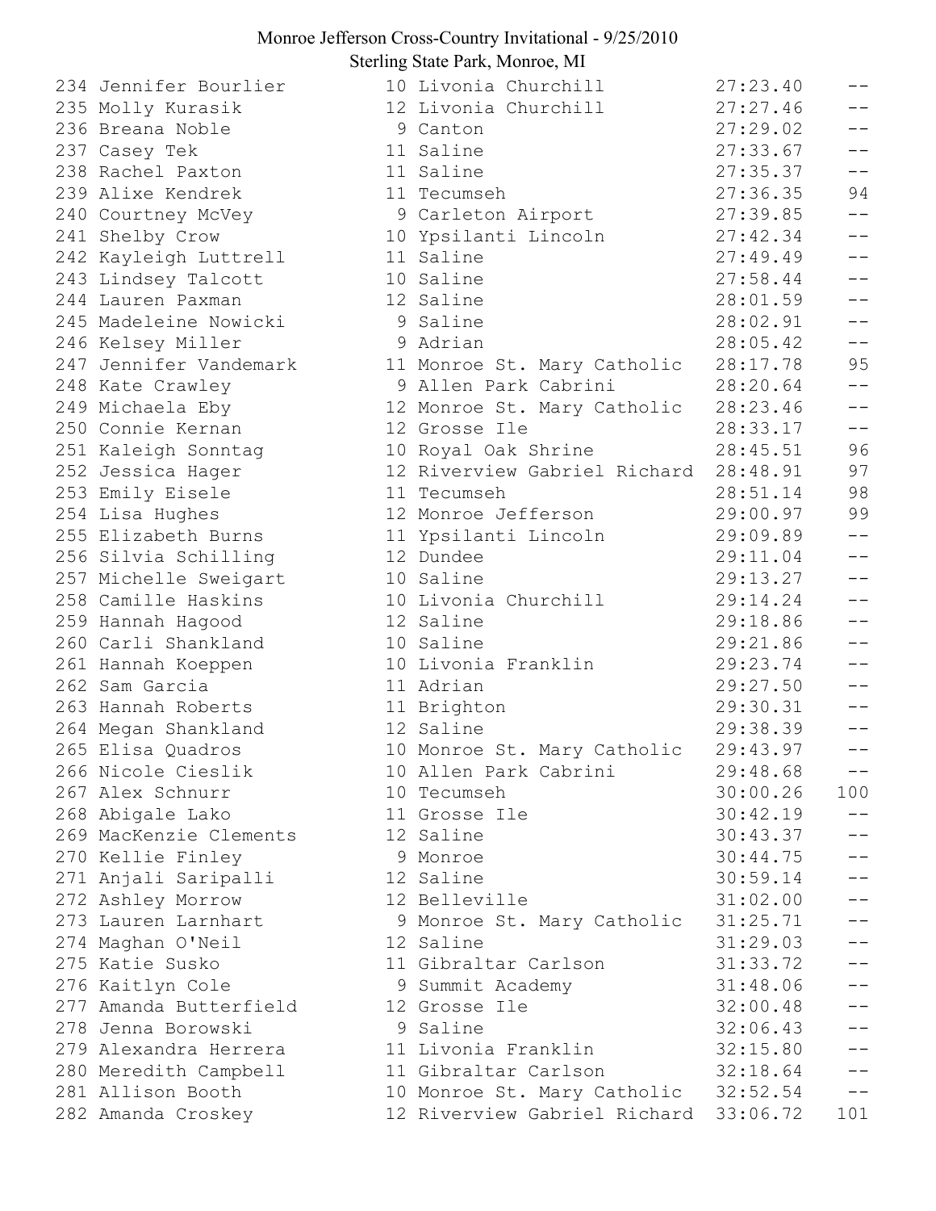# Monroe Jefferson Cross-Country Invitational - 9/25/2010

Sterling State Park, Monroe, MI

| Place | Name | Yr | School | Time | Pts |
|---|---|---|---|---|---|
| 234 | Jennifer Bourlier | 10 | Livonia Churchill | 27:23.40 | -- |
| 235 | Molly Kurasik | 12 | Livonia Churchill | 27:27.46 | -- |
| 236 | Breana Noble | 9 | Canton | 27:29.02 | -- |
| 237 | Casey Tek | 11 | Saline | 27:33.67 | -- |
| 238 | Rachel Paxton | 11 | Saline | 27:35.37 | -- |
| 239 | Alixe Kendrek | 11 | Tecumseh | 27:36.35 | 94 |
| 240 | Courtney McVey | 9 | Carleton Airport | 27:39.85 | -- |
| 241 | Shelby Crow | 10 | Ypsilanti Lincoln | 27:42.34 | -- |
| 242 | Kayleigh Luttrell | 11 | Saline | 27:49.49 | -- |
| 243 | Lindsey Talcott | 10 | Saline | 27:58.44 | -- |
| 244 | Lauren Paxman | 12 | Saline | 28:01.59 | -- |
| 245 | Madeleine Nowicki | 9 | Saline | 28:02.91 | -- |
| 246 | Kelsey Miller | 9 | Adrian | 28:05.42 | -- |
| 247 | Jennifer Vandemark | 11 | Monroe St. Mary Catholic | 28:17.78 | 95 |
| 248 | Kate Crawley | 9 | Allen Park Cabrini | 28:20.64 | -- |
| 249 | Michaela Eby | 12 | Monroe St. Mary Catholic | 28:23.46 | -- |
| 250 | Connie Kernan | 12 | Grosse Ile | 28:33.17 | -- |
| 251 | Kaleigh Sonntag | 10 | Royal Oak Shrine | 28:45.51 | 96 |
| 252 | Jessica Hager | 12 | Riverview Gabriel Richard | 28:48.91 | 97 |
| 253 | Emily Eisele | 11 | Tecumseh | 28:51.14 | 98 |
| 254 | Lisa Hughes | 12 | Monroe Jefferson | 29:00.97 | 99 |
| 255 | Elizabeth Burns | 11 | Ypsilanti Lincoln | 29:09.89 | -- |
| 256 | Silvia Schilling | 12 | Dundee | 29:11.04 | -- |
| 257 | Michelle Sweigart | 10 | Saline | 29:13.27 | -- |
| 258 | Camille Haskins | 10 | Livonia Churchill | 29:14.24 | -- |
| 259 | Hannah Hagood | 12 | Saline | 29:18.86 | -- |
| 260 | Carli Shankland | 10 | Saline | 29:21.86 | -- |
| 261 | Hannah Koeppen | 10 | Livonia Franklin | 29:23.74 | -- |
| 262 | Sam Garcia | 11 | Adrian | 29:27.50 | -- |
| 263 | Hannah Roberts | 11 | Brighton | 29:30.31 | -- |
| 264 | Megan Shankland | 12 | Saline | 29:38.39 | -- |
| 265 | Elisa Quadros | 10 | Monroe St. Mary Catholic | 29:43.97 | -- |
| 266 | Nicole Cieslik | 10 | Allen Park Cabrini | 29:48.68 | -- |
| 267 | Alex Schnurr | 10 | Tecumseh | 30:00.26 | 100 |
| 268 | Abigale Lako | 11 | Grosse Ile | 30:42.19 | -- |
| 269 | MacKenzie Clements | 12 | Saline | 30:43.37 | -- |
| 270 | Kellie Finley | 9 | Monroe | 30:44.75 | -- |
| 271 | Anjali Saripalli | 12 | Saline | 30:59.14 | -- |
| 272 | Ashley Morrow | 12 | Belleville | 31:02.00 | -- |
| 273 | Lauren Larnhart | 9 | Monroe St. Mary Catholic | 31:25.71 | -- |
| 274 | Maghan O'Neil | 12 | Saline | 31:29.03 | -- |
| 275 | Katie Susko | 11 | Gibraltar Carlson | 31:33.72 | -- |
| 276 | Kaitlyn Cole | 9 | Summit Academy | 31:48.06 | -- |
| 277 | Amanda Butterfield | 12 | Grosse Ile | 32:00.48 | -- |
| 278 | Jenna Borowski | 9 | Saline | 32:06.43 | -- |
| 279 | Alexandra Herrera | 11 | Livonia Franklin | 32:15.80 | -- |
| 280 | Meredith Campbell | 11 | Gibraltar Carlson | 32:18.64 | -- |
| 281 | Allison Booth | 10 | Monroe St. Mary Catholic | 32:52.54 | -- |
| 282 | Amanda Croskey | 12 | Riverview Gabriel Richard | 33:06.72 | 101 |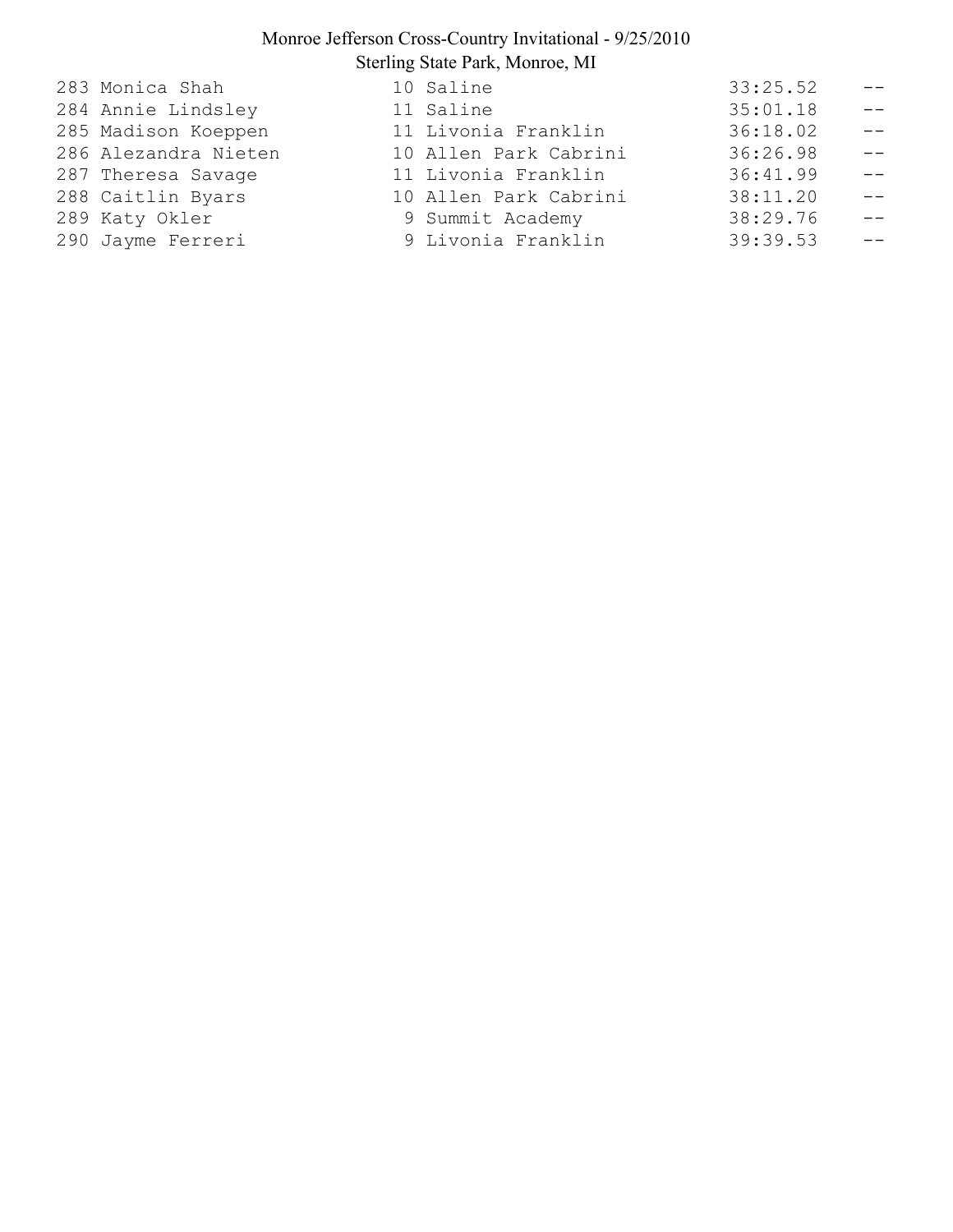| | | | | | |
|---|---|---|---|---|---|
| 283 | Monica Shah | 10 | Saline | 33:25.52 | -- |
| 284 | Annie Lindsley | 11 | Saline | 35:01.18 | -- |
| 285 | Madison Koeppen | 11 | Livonia Franklin | 36:18.02 | -- |
| 286 | Alezandra Nieten | 10 | Allen Park Cabrini | 36:26.98 | -- |
| 287 | Theresa Savage | 11 | Livonia Franklin | 36:41.99 | -- |
| 288 | Caitlin Byars | 10 | Allen Park Cabrini | 38:11.20 | -- |
| 289 | Katy Okler | 9 | Summit Academy | 38:29.76 | -- |
| 290 | Jayme Ferreri | 9 | Livonia Franklin | 39:39.53 | -- |